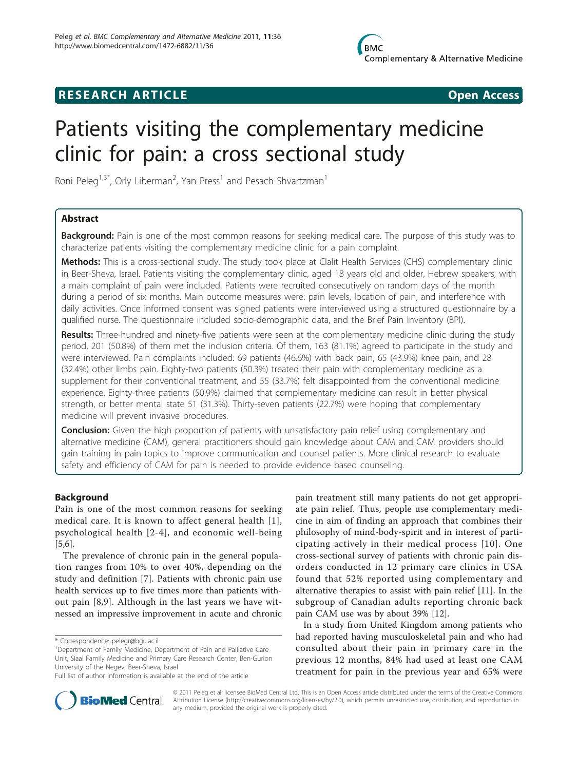RESEARCH ARTICLE Open Access

# Patients visiting the complementary medicine clinic for pain: a cross sectional study

Roni Peleg[1,3*], Orly Liberman[2], Yan Press[1] and Pesach Shvartzman[1]

## Abstract

**Background:** Pain is one of the most common reasons for seeking medical care. The purpose of this study was to characterize patients visiting the complementary medicine clinic for a pain complaint.

**Methods:** This is a cross-sectional study. The study took place at Clalit Health Services (CHS) complementary clinic in Beer-Sheva, Israel. Patients visiting the complementary clinic, aged 18 years old and older, Hebrew speakers, with a main complaint of pain were included. Patients were recruited consecutively on random days of the month during a period of six months. Main outcome measures were: pain levels, location of pain, and interference with daily activities. Once informed consent was signed patients were interviewed using a structured questionnaire by a qualified nurse. The questionnaire included socio-demographic data, and the Brief Pain Inventory (BPI).

**Results:** Three-hundred and ninety-five patients were seen at the complementary medicine clinic during the study period, 201 (50.8%) of them met the inclusion criteria. Of them, 163 (81.1%) agreed to participate in the study and were interviewed. Pain complaints included: 69 patients (46.6%) with back pain, 65 (43.9%) knee pain, and 28 (32.4%) other limbs pain. Eighty-two patients (50.3%) treated their pain with complementary medicine as a supplement for their conventional treatment, and 55 (33.7%) felt disappointed from the conventional medicine experience. Eighty-three patients (50.9%) claimed that complementary medicine can result in better physical strength, or better mental state 51 (31.3%). Thirty-seven patients (22.7%) were hoping that complementary medicine will prevent invasive procedures.

**Conclusion:** Given the high proportion of patients with unsatisfactory pain relief using complementary and alternative medicine (CAM), general practitioners should gain knowledge about CAM and CAM providers should gain training in pain topics to improve communication and counsel patients. More clinical research to evaluate safety and efficiency of CAM for pain is needed to provide evidence based counseling.

## Background

Pain is one of the most common reasons for seeking medical care. It is known to affect general health [1], psychological health [2-4], and economic well-being [5,6].

The prevalence of chronic pain in the general population ranges from 10% to over 40%, depending on the study and definition [7]. Patients with chronic pain use health services up to five times more than patients without pain [8,9]. Although in the last years we have witnessed an impressive improvement in acute and chronic pain treatment still many patients do not get appropriate pain relief. Thus, people use complementary medicine in aim of finding an approach that combines their philosophy of mind-body-spirit and in interest of participating actively in their medical process [10]. One cross-sectional survey of patients with chronic pain disorders conducted in 12 primary care clinics in USA found that 52% reported using complementary and alternative therapies to assist with pain relief [11]. In the subgroup of Canadian adults reporting chronic back pain CAM use was by about 39% [12].

In a study from United Kingdom among patients who had reported having musculoskeletal pain and who had consulted about their pain in primary care in the previous 12 months, 84% had used at least one CAM treatment for pain in the previous year and 65% were

\* Correspondence: pelegr@bgu.ac.il
[1]Department of Family Medicine, Department of Pain and Palliative Care Unit, Siaal Family Medicine and Primary Care Research Center, Ben-Gurion University of the Negev, Beer-Sheva, Israel
Full list of author information is available at the end of the article

© 2011 Peleg et al; licensee BioMed Central Ltd. This is an Open Access article distributed under the terms of the Creative Commons Attribution License (http://creativecommons.org/licenses/by/2.0), which permits unrestricted use, distribution, and reproduction in any medium, provided the original work is properly cited.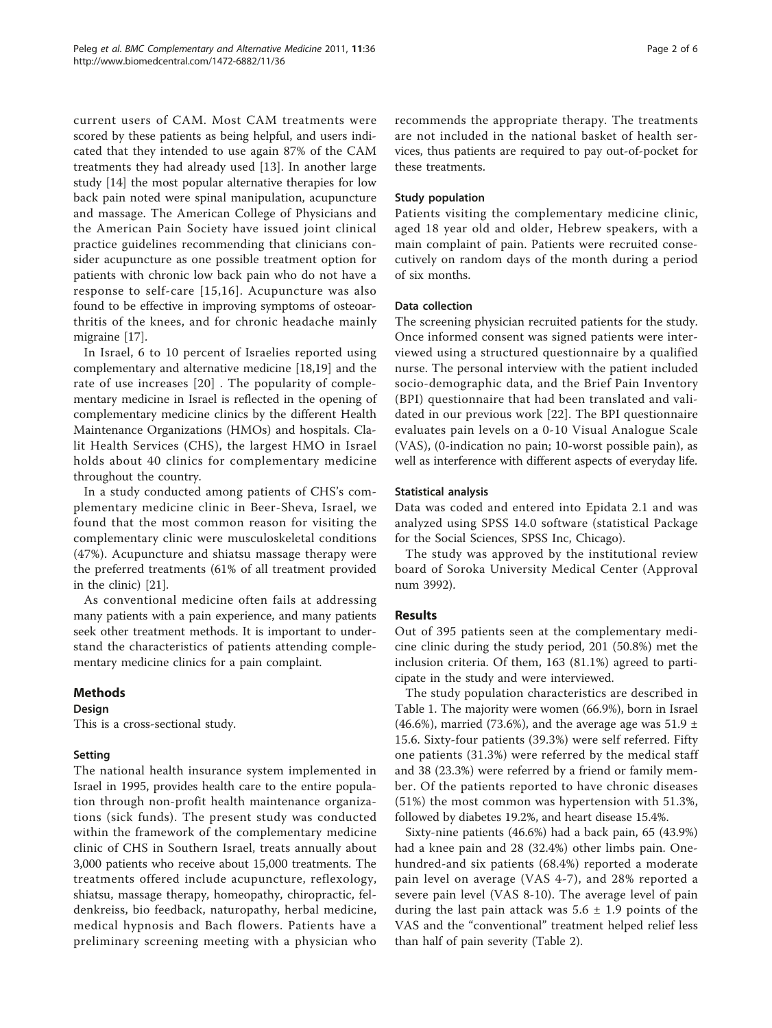current users of CAM. Most CAM treatments were scored by these patients as being helpful, and users indicated that they intended to use again 87% of the CAM treatments they had already used [13]. In another large study [14] the most popular alternative therapies for low back pain noted were spinal manipulation, acupuncture and massage. The American College of Physicians and the American Pain Society have issued joint clinical practice guidelines recommending that clinicians consider acupuncture as one possible treatment option for patients with chronic low back pain who do not have a response to self-care [15,16]. Acupuncture was also found to be effective in improving symptoms of osteoarthritis of the knees, and for chronic headache mainly migraine [17].

In Israel, 6 to 10 percent of Israelies reported using complementary and alternative medicine [18,19] and the rate of use increases [20] . The popularity of complementary medicine in Israel is reflected in the opening of complementary medicine clinics by the different Health Maintenance Organizations (HMOs) and hospitals. Clalit Health Services (CHS), the largest HMO in Israel holds about 40 clinics for complementary medicine throughout the country.

In a study conducted among patients of CHS's complementary medicine clinic in Beer-Sheva, Israel, we found that the most common reason for visiting the complementary clinic were musculoskeletal conditions (47%). Acupuncture and shiatsu massage therapy were the preferred treatments (61% of all treatment provided in the clinic) [21].

As conventional medicine often fails at addressing many patients with a pain experience, and many patients seek other treatment methods. It is important to understand the characteristics of patients attending complementary medicine clinics for a pain complaint.

## Methods

### Design

This is a cross-sectional study.

### Setting

The national health insurance system implemented in Israel in 1995, provides health care to the entire population through non-profit health maintenance organizations (sick funds). The present study was conducted within the framework of the complementary medicine clinic of CHS in Southern Israel, treats annually about 3,000 patients who receive about 15,000 treatments. The treatments offered include acupuncture, reflexology, shiatsu, massage therapy, homeopathy, chiropractic, feldenkreiss, bio feedback, naturopathy, herbal medicine, medical hypnosis and Bach flowers. Patients have a preliminary screening meeting with a physician who recommends the appropriate therapy. The treatments are not included in the national basket of health services, thus patients are required to pay out-of-pocket for these treatments.

### Study population

Patients visiting the complementary medicine clinic, aged 18 year old and older, Hebrew speakers, with a main complaint of pain. Patients were recruited consecutively on random days of the month during a period of six months.

### Data collection

The screening physician recruited patients for the study. Once informed consent was signed patients were interviewed using a structured questionnaire by a qualified nurse. The personal interview with the patient included socio-demographic data, and the Brief Pain Inventory (BPI) questionnaire that had been translated and validated in our previous work [22]. The BPI questionnaire evaluates pain levels on a 0-10 Visual Analogue Scale (VAS), (0-indication no pain; 10-worst possible pain), as well as interference with different aspects of everyday life.

### Statistical analysis

Data was coded and entered into Epidata 2.1 and was analyzed using SPSS 14.0 software (statistical Package for the Social Sciences, SPSS Inc, Chicago).

The study was approved by the institutional review board of Soroka University Medical Center (Approval num 3992).

## Results

Out of 395 patients seen at the complementary medicine clinic during the study period, 201 (50.8%) met the inclusion criteria. Of them, 163 (81.1%) agreed to participate in the study and were interviewed.

The study population characteristics are described in Table 1. The majority were women (66.9%), born in Israel (46.6%), married (73.6%), and the average age was 51.9 ± 15.6. Sixty-four patients (39.3%) were self referred. Fifty one patients (31.3%) were referred by the medical staff and 38 (23.3%) were referred by a friend or family member. Of the patients reported to have chronic diseases (51%) the most common was hypertension with 51.3%, followed by diabetes 19.2%, and heart disease 15.4%.

Sixty-nine patients (46.6%) had a back pain, 65 (43.9%) had a knee pain and 28 (32.4%) other limbs pain. One-hundred-and six patients (68.4%) reported a moderate pain level on average (VAS 4-7), and 28% reported a severe pain level (VAS 8-10). The average level of pain during the last pain attack was 5.6 ± 1.9 points of the VAS and the "conventional" treatment helped relief less than half of pain severity (Table 2).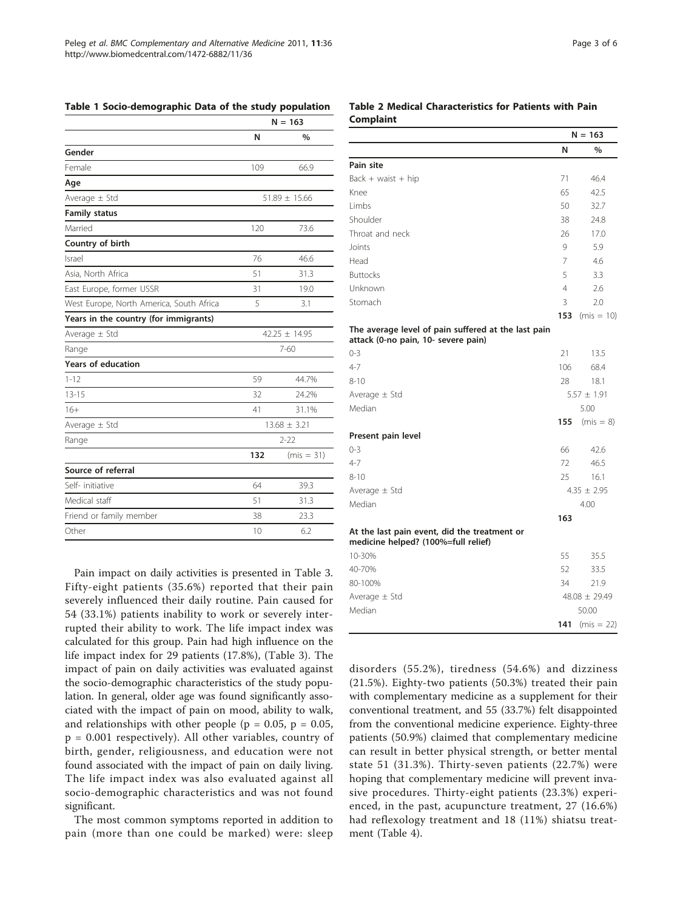**Table 1 Socio-demographic Data of the study population**

| | N = 163 | |
|---|---|---|
| | N | % |
| **Gender** | | |
| Female | 109 | 66.9 |
| **Age** | | |
| Average ± Std | 51.89 ± 15.66 | |
| **Family status** | | |
| Married | 120 | 73.6 |
| **Country of birth** | | |
| Israel | 76 | 46.6 |
| Asia, North Africa | 51 | 31.3 |
| East Europe, former USSR | 31 | 19.0 |
| West Europe, North America, South Africa | 5 | 3.1 |
| **Years in the country (for immigrants)** | | |
| Average ± Std | 42.25 ± 14.95 | |
| Range | 7-60 | |
| **Years of education** | | |
| 1-12 | 59 | 44.7% |
| 13-15 | 32 | 24.2% |
| 16+ | 41 | 31.1% |
| Average ± Std | 13.68 ± 3.21 | |
| Range | 2-22 | |
| | **132** | (mis = 31) |
| **Source of referral** | | |
| Self- initiative | 64 | 39.3 |
| Medical staff | 51 | 31.3 |
| Friend or family member | 38 | 23.3 |
| Other | 10 | 6.2 |

**Table 2 Medical Characteristics for Patients with Pain Complaint**

| | N = 163 | |
|---|---|---|
| | N | % |
| **Pain site** | | |
| Back + waist + hip | 71 | 46.4 |
| Knee | 65 | 42.5 |
| Limbs | 50 | 32.7 |
| Shoulder | 38 | 24.8 |
| Throat and neck | 26 | 17.0 |
| Joints | 9 | 5.9 |
| Head | 7 | 4.6 |
| Buttocks | 5 | 3.3 |
| Unknown | 4 | 2.6 |
| Stomach | 3 | 2.0 |
| | **153** | (mis = 10) |
| **The average level of pain suffered at the last pain attack (0-no pain, 10- severe pain)** | | |
| 0-3 | 21 | 13.5 |
| 4-7 | 106 | 68.4 |
| 8-10 | 28 | 18.1 |
| Average ± Std | 5.57 ± 1.91 | |
| Median | 5.00 | |
| | **155** | (mis = 8) |
| **Present pain level** | | |
| 0-3 | 66 | 42.6 |
| 4-7 | 72 | 46.5 |
| 8-10 | 25 | 16.1 |
| Average ± Std | 4.35 ± 2.95 | |
| Median | 4.00 | |
| | **163** | |
| **At the last pain event, did the treatment or medicine helped? (100%=full relief)** | | |
| 10-30% | 55 | 35.5 |
| 40-70% | 52 | 33.5 |
| 80-100% | 34 | 21.9 |
| Average ± Std | 48.08 ± 29.49 | |
| Median | 50.00 | |
| | **141** | (mis = 22) |

Pain impact on daily activities is presented in Table 3. Fifty-eight patients (35.6%) reported that their pain severely influenced their daily routine. Pain caused for 54 (33.1%) patients inability to work or severely interrupted their ability to work. The life impact index was calculated for this group. Pain had high influence on the life impact index for 29 patients (17.8%), (Table 3). The impact of pain on daily activities was evaluated against the socio-demographic characteristics of the study population. In general, older age was found significantly associated with the impact of pain on mood, ability to walk, and relationships with other people ($p = 0.05$, $p = 0.05$, $p = 0.001$ respectively). All other variables, country of birth, gender, religiousness, and education were not found associated with the impact of pain on daily living. The life impact index was also evaluated against all socio-demographic characteristics and was not found significant.

The most common symptoms reported in addition to pain (more than one could be marked) were: sleep disorders (55.2%), tiredness (54.6%) and dizziness (21.5%). Eighty-two patients (50.3%) treated their pain with complementary medicine as a supplement for their conventional treatment, and 55 (33.7%) felt disappointed from the conventional medicine experience. Eighty-three patients (50.9%) claimed that complementary medicine can result in better physical strength, or better mental state 51 (31.3%). Thirty-seven patients (22.7%) were hoping that complementary medicine will prevent invasive procedures. Thirty-eight patients (23.3%) experienced, in the past, acupuncture treatment, 27 (16.6%) had reflexology treatment and 18 (11%) shiatsu treatment (Table 4).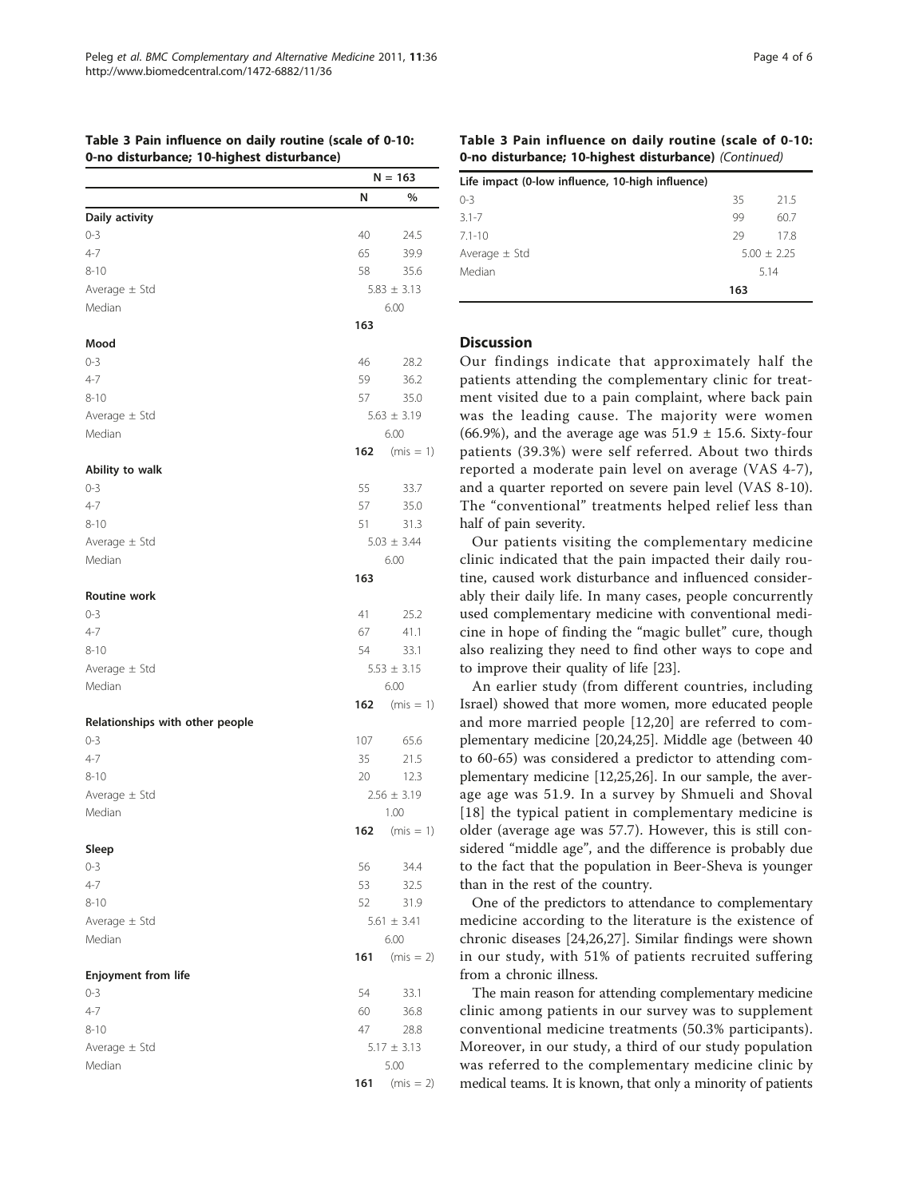**Table 3 Pain influence on daily routine (scale of 0-10: 0-no disturbance; 10-highest disturbance)**

| | N = 163 | |
|---|---|---|
| | N | % |
| **Daily activity** | | |
| 0-3 | 40 | 24.5 |
| 4-7 | 65 | 39.9 |
| 8-10 | 58 | 35.6 |
| Average ± Std | 5.83 ± 3.13 | |
| Median | 6.00 | |
| | **163** | |
| **Mood** | | |
| 0-3 | 46 | 28.2 |
| 4-7 | 59 | 36.2 |
| 8-10 | 57 | 35.0 |
| Average ± Std | 5.63 ± 3.19 | |
| Median | 6.00 | |
| | **162** | (mis = 1) |
| **Ability to walk** | | |
| 0-3 | 55 | 33.7 |
| 4-7 | 57 | 35.0 |
| 8-10 | 51 | 31.3 |
| Average ± Std | 5.03 ± 3.44 | |
| Median | 6.00 | |
| | **163** | |
| **Routine work** | | |
| 0-3 | 41 | 25.2 |
| 4-7 | 67 | 41.1 |
| 8-10 | 54 | 33.1 |
| Average ± Std | 5.53 ± 3.15 | |
| Median | 6.00 | |
| | **162** | (mis = 1) |
| **Relationships with other people** | | |
| 0-3 | 107 | 65.6 |
| 4-7 | 35 | 21.5 |
| 8-10 | 20 | 12.3 |
| Average ± Std | 2.56 ± 3.19 | |
| Median | 1.00 | |
| | **162** | (mis = 1) |
| **Sleep** | | |
| 0-3 | 56 | 34.4 |
| 4-7 | 53 | 32.5 |
| 8-10 | 52 | 31.9 |
| Average ± Std | 5.61 ± 3.41 | |
| Median | 6.00 | |
| | **161** | (mis = 2) |
| **Enjoyment from life** | | |
| 0-3 | 54 | 33.1 |
| 4-7 | 60 | 36.8 |
| 8-10 | 47 | 28.8 |
| Average ± Std | 5.17 ± 3.13 | |
| Median | 5.00 | |
| | **161** | (mis = 2) |
| **Life impact (0-low influence, 10-high influence)** | | |
| 0-3 | 35 | 21.5 |
| 3.1-7 | 99 | 60.7 |
| 7.1-10 | 29 | 17.8 |
| Average ± Std | 5.00 ± 2.25 | |
| Median | 5.14 | |
| | **163** | |

## Discussion

Our findings indicate that approximately half the patients attending the complementary clinic for treatment visited due to a pain complaint, where back pain was the leading cause. The majority were women (66.9%), and the average age was 51.9 ± 15.6. Sixty-four patients (39.3%) were self referred. About two thirds reported a moderate pain level on average (VAS 4-7), and a quarter reported on severe pain level (VAS 8-10). The "conventional" treatments helped relief less than half of pain severity.

Our patients visiting the complementary medicine clinic indicated that the pain impacted their daily routine, caused work disturbance and influenced considerably their daily life. In many cases, people concurrently used complementary medicine with conventional medicine in hope of finding the "magic bullet" cure, though also realizing they need to find other ways to cope and to improve their quality of life [23].

An earlier study (from different countries, including Israel) showed that more women, more educated people and more married people [12,20] are referred to complementary medicine [20,24,25]. Middle age (between 40 to 60-65) was considered a predictor to attending complementary medicine [12,25,26]. In our sample, the average age was 51.9. In a survey by Shmueli and Shoval [18] the typical patient in complementary medicine is older (average age was 57.7). However, this is still considered "middle age", and the difference is probably due to the fact that the population in Beer-Sheva is younger than in the rest of the country.

One of the predictors to attendance to complementary medicine according to the literature is the existence of chronic diseases [24,26,27]. Similar findings were shown in our study, with 51% of patients recruited suffering from a chronic illness.

The main reason for attending complementary medicine clinic among patients in our survey was to supplement conventional medicine treatments (50.3% participants). Moreover, in our study, a third of our study population was referred to the complementary medicine clinic by medical teams. It is known, that only a minority of patients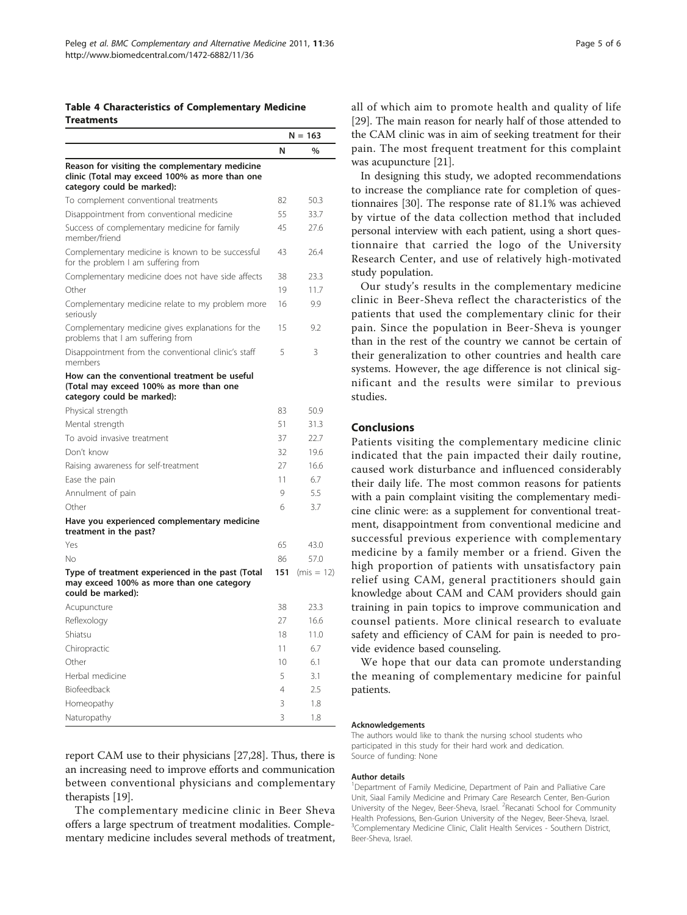**Table 4 Characteristics of Complementary Medicine Treatments**

| | N = 163 | |
|---|---|---|
| | **N** | **%** |
| **Reason for visiting the complementary medicine clinic (Total may exceed 100% as more than one category could be marked):** | | |
| To complement conventional treatments | 82 | 50.3 |
| Disappointment from conventional medicine | 55 | 33.7 |
| Success of complementary medicine for family member/friend | 45 | 27.6 |
| Complementary medicine is known to be successful for the problem I am suffering from | 43 | 26.4 |
| Complementary medicine does not have side affects | 38 | 23.3 |
| Other | 19 | 11.7 |
| Complementary medicine relate to my problem more seriously | 16 | 9.9 |
| Complementary medicine gives explanations for the problems that I am suffering from | 15 | 9.2 |
| Disappointment from the conventional clinic's staff members | 5 | 3 |
| **How can the conventional treatment be useful (Total may exceed 100% as more than one category could be marked):** | | |
| Physical strength | 83 | 50.9 |
| Mental strength | 51 | 31.3 |
| To avoid invasive treatment | 37 | 22.7 |
| Don't know | 32 | 19.6 |
| Raising awareness for self-treatment | 27 | 16.6 |
| Ease the pain | 11 | 6.7 |
| Annulment of pain | 9 | 5.5 |
| Other | 6 | 3.7 |
| **Have you experienced complementary medicine treatment in the past?** | | |
| Yes | 65 | 43.0 |
| No | 86 | 57.0 |
| **Type of treatment experienced in the past (Total may exceed 100% as more than one category could be marked):** | **151** | (mis = 12) |
| Acupuncture | 38 | 23.3 |
| Reflexology | 27 | 16.6 |
| Shiatsu | 18 | 11.0 |
| Chiropractic | 11 | 6.7 |
| Other | 10 | 6.1 |
| Herbal medicine | 5 | 3.1 |
| Biofeedback | 4 | 2.5 |
| Homeopathy | 3 | 1.8 |
| Naturopathy | 3 | 1.8 |

report CAM use to their physicians [27,28]. Thus, there is an increasing need to improve efforts and communication between conventional physicians and complementary therapists [19].

The complementary medicine clinic in Beer Sheva offers a large spectrum of treatment modalities. Complementary medicine includes several methods of treatment, all of which aim to promote health and quality of life [29]. The main reason for nearly half of those attended to the CAM clinic was in aim of seeking treatment for their pain. The most frequent treatment for this complaint was acupuncture [21].

In designing this study, we adopted recommendations to increase the compliance rate for completion of questionnaires [30]. The response rate of 81.1% was achieved by virtue of the data collection method that included personal interview with each patient, using a short questionnaire that carried the logo of the University Research Center, and use of relatively high-motivated study population.

Our study's results in the complementary medicine clinic in Beer-Sheva reflect the characteristics of the patients that used the complementary clinic for their pain. Since the population in Beer-Sheva is younger than in the rest of the country we cannot be certain of their generalization to other countries and health care systems. However, the age difference is not clinical significant and the results were similar to previous studies.

## Conclusions

Patients visiting the complementary medicine clinic indicated that the pain impacted their daily routine, caused work disturbance and influenced considerably their daily life. The most common reasons for patients with a pain complaint visiting the complementary medicine clinic were: as a supplement for conventional treatment, disappointment from conventional medicine and successful previous experience with complementary medicine by a family member or a friend. Given the high proportion of patients with unsatisfactory pain relief using CAM, general practitioners should gain knowledge about CAM and CAM providers should gain training in pain topics to improve communication and counsel patients. More clinical research to evaluate safety and efficiency of CAM for pain is needed to provide evidence based counseling.

We hope that our data can promote understanding the meaning of complementary medicine for painful patients.

#### Acknowledgements

The authors would like to thank the nursing school students who participated in this study for their hard work and dedication.
Source of funding: None

#### Author details

[1]Department of Family Medicine, Department of Pain and Palliative Care Unit, Siaal Family Medicine and Primary Care Research Center, Ben-Gurion University of the Negev, Beer-Sheva, Israel. [2]Recanati School for Community Health Professions, Ben-Gurion University of the Negev, Beer-Sheva, Israel. [3]Complementary Medicine Clinic, Clalit Health Services - Southern District, Beer-Sheva, Israel.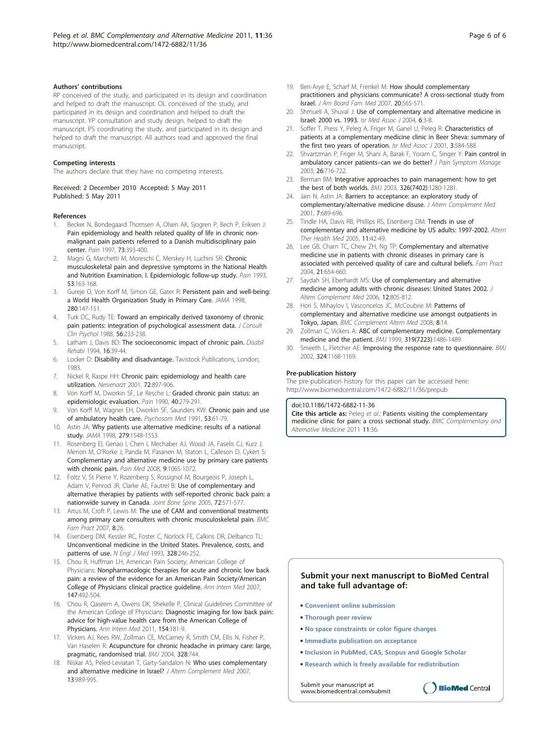### Authors' contributions

RP conceived of the study, and participated in its design and coordination and helped to draft the manuscript. OL conceived of the study, and participated in its design and coordination and helped to draft the manuscript. YP consultation and study design, helped to draft the manuscript. PS coordinating the study, and participated in its design and helped to draft the manuscript. All authors read and approved the final manuscript.

### Competing interests

The authors declare that they have no competing interests.

Received: 2 December 2010 Accepted: 5 May 2011
Published: 5 May 2011

### References

1. Becker N, Bondegaard Thomsen A, Olsen AK, Sjogren P, Bech P, Eriksen J: **Pain epidemiology and health related quality of life in chronic non-malignant pain patients referred to a Danish multidisciplinary pain center.** *Pain* 1997, **73**:393-400.
2. Magni G, Marchetti M, Moreschi C, Merskey H, Luchini SR: **Chronic musculoskeletal pain and depressive symptoms in the National Health and Nutrition Examination. I. Epidemiologic follow-up study.** *Pain* 1993, **53**:163-168.
3. Gureje O, Von Korff M, Simon GE, Gater R: **Persistent pain and well-being: a World Health Organization Study in Primary Care.** *JAMA* 1998, **280**:147-151.
4. Turk DC, Rudy TE: **Toward an empirically derived taxonomy of chronic pain patients: integration of psychological assessment data.** *J Consult Clin Psychol* 1988, **56**:233-238.
5. Latham J, Davis BD: **The socioeconomic impact of chronic pain.** *Disabil Rehabi* 1994, **16**:39-44.
6. Locker D: **Disability and disadvantage.** Tavistock Publications, London; 1983.
7. Nickel R, Raspe HH: **Chronic pain: epidemiology and health care utilization.** *Nervenarzt* 2001, **72**:897-906.
8. Von Korff M, Dworkin SF, Le Resche L: **Graded chronic pain status: an epidemiologic evaluation.** *Pain* 1990, **40**:279-291.
9. Von Korff M, Wagner EH, Dworkin SF, Saunders KW: **Chronic pain and use of ambulatory health care.** *Psychosom Med* 1991, **53**:61-79.
10. Astin JA: **Why patients use alternative medicine: results of a national study.** *JAMA* 1998, **279**:1548-1553.
11. Rosenberg EI, Genao I, Chen I, Mechaber AJ, Wood JA, Faselis CJ, Kurz J, Menon M, O'Rorke J, Panda M, Pasanen M, Staton L, Calleson D, Cykert S: **Complementary and alternative medicine use by primary care patients with chronic pain.** *Pain Med* 2008, **9**:1065-1072.
12. Foltz V, St Pierre Y, Rozenberg S, Rossignol M, Bourgeois P, Joseph L, Adam V, Penrod JR, Clarke AE, Fautrel B: **Use of complementary and alternative therapies by patients with self-reported chronic back pain: a nationwide survey in Canada.** *Joint Bone Spine* 2005, **72**:571-577.
13. Artus M, Croft P, Lewis M: **The use of CAM and conventional treatments among primary care consulters with chronic musculoskeletal pain.** *BMC Fam Pract* 2007, **8**:26.
14. Eisenberg DM, Kessler RC, Foster C, Norlock FE, Calkins DR, Delbanco TL: **Unconventional medicine in the United States. Prevalence, costs, and patterns of use.** *N Engl J Med* 1993, **328**:246-252.
15. Chou R, Huffman LH, American Pain Society; American College of Physicians: **Nonpharmacologic therapies for acute and chronic low back pain: a review of the evidence for an American Pain Society/American College of Physicians clinical practice guideline.** *Ann Intern Med* 2007, **147**:492-504.
16. Chou R, Qaseem A, Owens DK, Shekelle P, Clinical Guidelines Committee of the American College of Physicians: **Diagnostic imaging for low back pain: advice for high-value health care from the American College of Physicians.** *Ann Intern Med* 2011, **154**:181-9.
17. Vickers AJ, Rees RW, Zollman CE, McCarney R, Smith CM, Ellis N, Fisher P, Van Haselen R: **Acupuncture for chronic headache in primary care: large, pragmatic, randomised trial.** *BMJ* 2004, **328**:744.
18. Niskar AS, Peled-Leviatan T, Garty-Sandalon N: **Who uses complementary and alternative medicine in Israel?** *J Altern Complement Med* 2007, **13**:989-995.
19. Ben-Arye E, Scharf M, Frenkel M: **How should complementary practitioners and physicians communicate? A cross-sectional study from Israel.** *J Am Board Fam Med* 2007, **20**:565-571.
20. Shmueli A, Shuval J: **Use of complementary and alternative medicine in Israel: 2000 vs. 1993.** *Isr Med Assoc J* 2004, **6**:3-8.
21. Soffer T, Press Y, Peleg A, Friger M, Ganel U, Peleg R: **Characteristics of patients at a complementary medicine clinic in Beer Sheva: summary of the first two years of operation.** *Isr Med Assoc J* 2001, **3**:584-588.
22. Shvartzman P, Friger M, Shani A, Barak F, Yoram C, Singer Y: **Pain control in ambulatory cancer patients–can we do better?** *J Pain Symptom Manage* 2003, **26**:716-722.
23. Berman BM: **Integrative approaches to pain management: how to get the best of both worlds.** *BMJ* 2003, **326(7402)**:1280-1281.
24. Jain N, Astin JA: **Barriers to acceptance: an exploratory study of complementary/alternative medicine disuse.** *J Altern Complement Med* 2001, **7**:689-696.
25. Tindle HA, Davis RB, Phillips RS, Eisenberg DM: **Trends in use of complementary and alternative medicine by US adults: 1997-2002.** *Altern Ther Health Med* 2005, **11**:42-49.
26. Lee GB, Charn TC, Chew ZH, Ng TP: **Complementary and alternative medicine use in patients with chronic diseases in primary care is associated with perceived quality of care and cultural beliefs.** *Fam Pract* 2004, **21**:654-660.
27. Saydah SH, Eberhardt MS: **Use of complementary and alternative medicine among adults with chronic diseases: United States 2002.** *J Altern Complement Med* 2006, **12**:805-812.
28. Hori S, Mihaylov I, Vasconcelos JC, McCoubrie M: **Patterns of complementary and alternative medicine use amongst outpatients in Tokyo, Japan.** *BMC Complement Altern Med* 2008, **8**:14.
29. Zollman C, Vickers A: **ABC of complementary medicine. Complementary medicine and the patient.** *BMJ* 1999, **319(7223)**:1486-1489.
30. Smeeth L, Fletcher AE: **Improving the response rate to questionnaire.** *BMJ* 2002, **324**:1168-1169.

### Pre-publication history

The pre-publication history for this paper can be accessed here:
http://www.biomedcentral.com/1472-6882/11/36/prepub

doi:10.1186/1472-6882-11-36
**Cite this article as:** Peleg *et al.*: Patients visiting the complementary medicine clinic for pain: a cross sectional study. *BMC Complementary and Alternative Medicine* 2011 **11**:36.

**Submit your next manuscript to BioMed Central and take full advantage of:**

- **Convenient online submission**
- **Thorough peer review**
- **No space constraints or color figure charges**
- **Immediate publication on acceptance**
- **Inclusion in PubMed, CAS, Scopus and Google Scholar**
- **Research which is freely available for redistribution**

Submit your manuscript at
www.biomedcentral.com/submit

BioMed Central